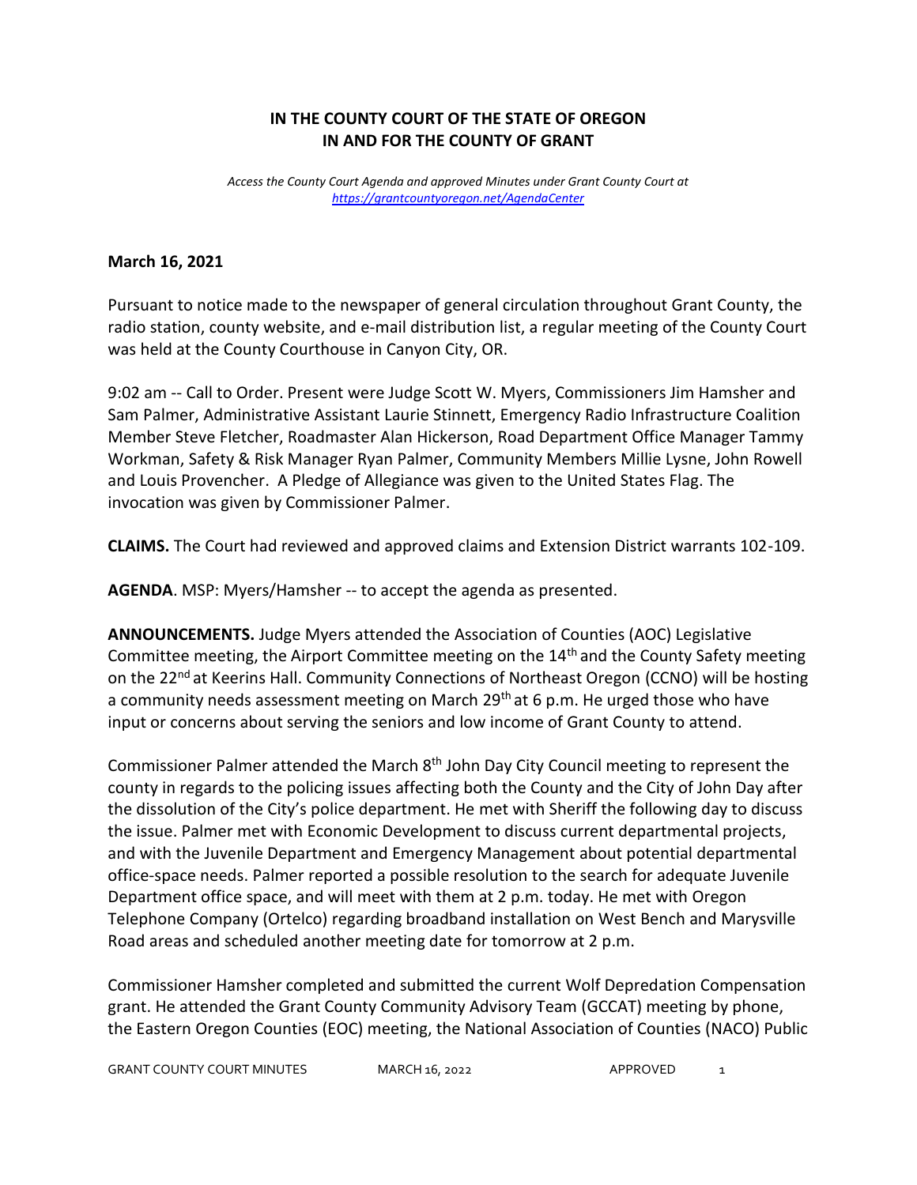**IN THE COUNTY COURT OF THE STATE OF OREGON**
**IN AND FOR THE COUNTY OF GRANT**

*Access the County Court Agenda and approved Minutes under Grant County Court at [https://grantcountyoregon.net/AgendaCenter](https://grantcountyoregon.net/AgendaCenter)*

**March 16, 2021**

Pursuant to notice made to the newspaper of general circulation throughout Grant County, the radio station, county website, and e-mail distribution list, a regular meeting of the County Court was held at the County Courthouse in Canyon City, OR.

9:02 am -- Call to Order. Present were Judge Scott W. Myers, Commissioners Jim Hamsher and Sam Palmer, Administrative Assistant Laurie Stinnett, Emergency Radio Infrastructure Coalition Member Steve Fletcher, Roadmaster Alan Hickerson, Road Department Office Manager Tammy Workman, Safety & Risk Manager Ryan Palmer, Community Members Millie Lysne, John Rowell and Louis Provencher. A Pledge of Allegiance was given to the United States Flag. The invocation was given by Commissioner Palmer.

**CLAIMS.** The Court had reviewed and approved claims and Extension District warrants 102-109.

**AGENDA**. MSP: Myers/Hamsher -- to accept the agenda as presented.

**ANNOUNCEMENTS.** Judge Myers attended the Association of Counties (AOC) Legislative Committee meeting, the Airport Committee meeting on the 14th and the County Safety meeting on the 22nd at Keerins Hall. Community Connections of Northeast Oregon (CCNO) will be hosting a community needs assessment meeting on March 29th at 6 p.m. He urged those who have input or concerns about serving the seniors and low income of Grant County to attend.

Commissioner Palmer attended the March 8th John Day City Council meeting to represent the county in regards to the policing issues affecting both the County and the City of John Day after the dissolution of the City's police department. He met with Sheriff the following day to discuss the issue. Palmer met with Economic Development to discuss current departmental projects, and with the Juvenile Department and Emergency Management about potential departmental office-space needs. Palmer reported a possible resolution to the search for adequate Juvenile Department office space, and will meet with them at 2 p.m. today. He met with Oregon Telephone Company (Ortelco) regarding broadband installation on West Bench and Marysville Road areas and scheduled another meeting date for tomorrow at 2 p.m.

Commissioner Hamsher completed and submitted the current Wolf Depredation Compensation grant. He attended the Grant County Community Advisory Team (GCCAT) meeting by phone, the Eastern Oregon Counties (EOC) meeting, the National Association of Counties (NACO) Public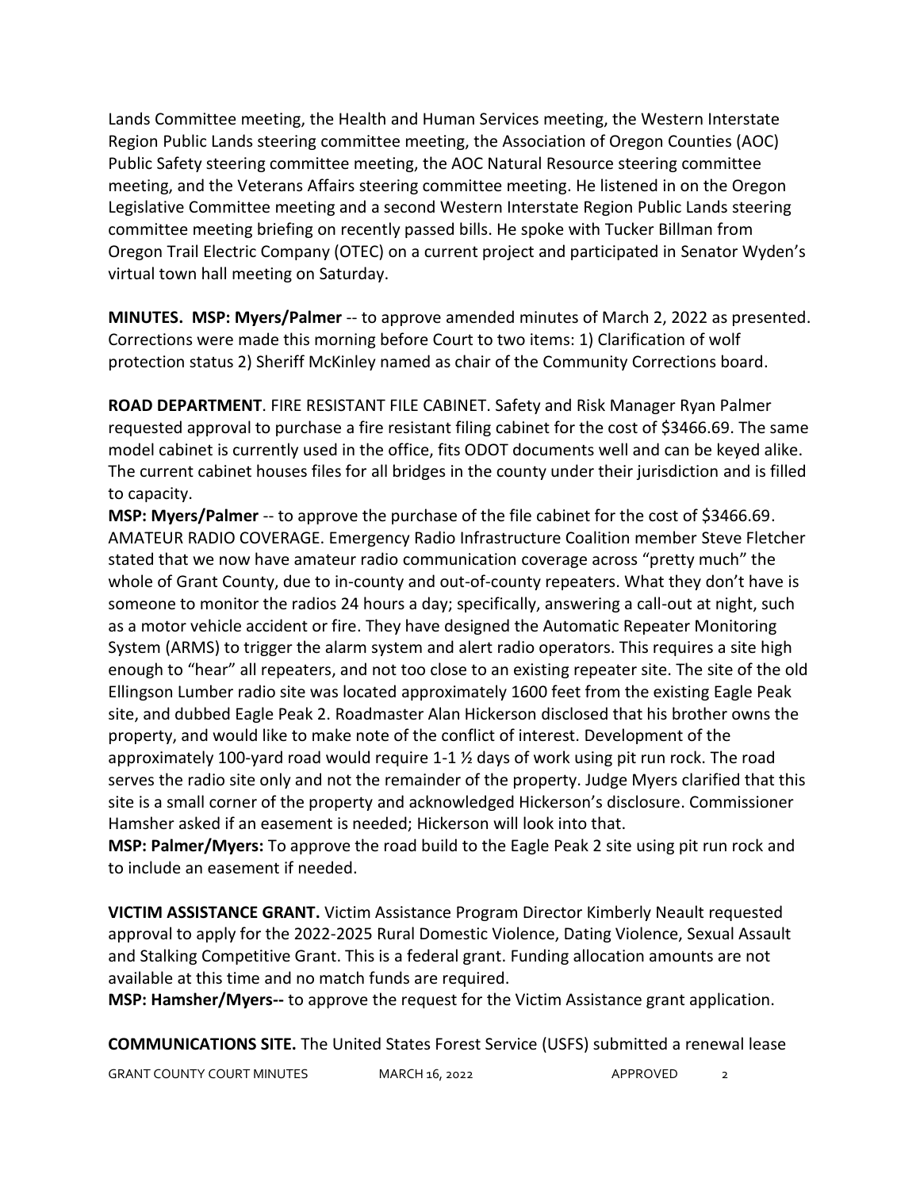Lands Committee meeting, the Health and Human Services meeting, the Western Interstate Region Public Lands steering committee meeting, the Association of Oregon Counties (AOC) Public Safety steering committee meeting, the AOC Natural Resource steering committee meeting, and the Veterans Affairs steering committee meeting. He listened in on the Oregon Legislative Committee meeting and a second Western Interstate Region Public Lands steering committee meeting briefing on recently passed bills. He spoke with Tucker Billman from Oregon Trail Electric Company (OTEC) on a current project and participated in Senator Wyden's virtual town hall meeting on Saturday.

**MINUTES. MSP: Myers/Palmer** -- to approve amended minutes of March 2, 2022 as presented. Corrections were made this morning before Court to two items: 1) Clarification of wolf protection status 2) Sheriff McKinley named as chair of the Community Corrections board.

**ROAD DEPARTMENT**. FIRE RESISTANT FILE CABINET. Safety and Risk Manager Ryan Palmer requested approval to purchase a fire resistant filing cabinet for the cost of $3466.69. The same model cabinet is currently used in the office, fits ODOT documents well and can be keyed alike. The current cabinet houses files for all bridges in the county under their jurisdiction and is filled to capacity.
**MSP: Myers/Palmer** -- to approve the purchase of the file cabinet for the cost of $3466.69.
AMATEUR RADIO COVERAGE. Emergency Radio Infrastructure Coalition member Steve Fletcher stated that we now have amateur radio communication coverage across "pretty much" the whole of Grant County, due to in-county and out-of-county repeaters. What they don't have is someone to monitor the radios 24 hours a day; specifically, answering a call-out at night, such as a motor vehicle accident or fire. They have designed the Automatic Repeater Monitoring System (ARMS) to trigger the alarm system and alert radio operators. This requires a site high enough to "hear" all repeaters, and not too close to an existing repeater site. The site of the old Ellingson Lumber radio site was located approximately 1600 feet from the existing Eagle Peak site, and dubbed Eagle Peak 2. Roadmaster Alan Hickerson disclosed that his brother owns the property, and would like to make note of the conflict of interest. Development of the approximately 100-yard road would require 1-1 ½ days of work using pit run rock. The road serves the radio site only and not the remainder of the property. Judge Myers clarified that this site is a small corner of the property and acknowledged Hickerson's disclosure. Commissioner Hamsher asked if an easement is needed; Hickerson will look into that.
**MSP: Palmer/Myers:** To approve the road build to the Eagle Peak 2 site using pit run rock and to include an easement if needed.

**VICTIM ASSISTANCE GRANT.** Victim Assistance Program Director Kimberly Neault requested approval to apply for the 2022-2025 Rural Domestic Violence, Dating Violence, Sexual Assault and Stalking Competitive Grant. This is a federal grant. Funding allocation amounts are not available at this time and no match funds are required.
**MSP: Hamsher/Myers--** to approve the request for the Victim Assistance grant application.

**COMMUNICATIONS SITE.** The United States Forest Service (USFS) submitted a renewal lease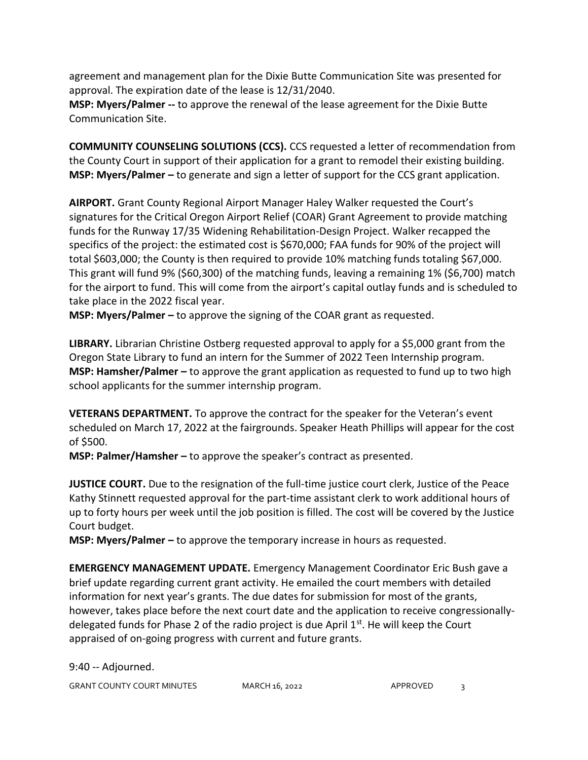agreement and management plan for the Dixie Butte Communication Site was presented for approval. The expiration date of the lease is 12/31/2040.
**MSP: Myers/Palmer --** to approve the renewal of the lease agreement for the Dixie Butte Communication Site.

**COMMUNITY COUNSELING SOLUTIONS (CCS).** CCS requested a letter of recommendation from the County Court in support of their application for a grant to remodel their existing building.
**MSP: Myers/Palmer –** to generate and sign a letter of support for the CCS grant application.

**AIRPORT.** Grant County Regional Airport Manager Haley Walker requested the Court's signatures for the Critical Oregon Airport Relief (COAR) Grant Agreement to provide matching funds for the Runway 17/35 Widening Rehabilitation-Design Project. Walker recapped the specifics of the project: the estimated cost is $670,000; FAA funds for 90% of the project will total $603,000; the County is then required to provide 10% matching funds totaling $67,000. This grant will fund 9% ($60,300) of the matching funds, leaving a remaining 1% ($6,700) match for the airport to fund. This will come from the airport's capital outlay funds and is scheduled to take place in the 2022 fiscal year.
**MSP: Myers/Palmer –** to approve the signing of the COAR grant as requested.

**LIBRARY.** Librarian Christine Ostberg requested approval to apply for a $5,000 grant from the Oregon State Library to fund an intern for the Summer of 2022 Teen Internship program.
**MSP: Hamsher/Palmer –** to approve the grant application as requested to fund up to two high school applicants for the summer internship program.

**VETERANS DEPARTMENT.** To approve the contract for the speaker for the Veteran's event scheduled on March 17, 2022 at the fairgrounds. Speaker Heath Phillips will appear for the cost of $500.
**MSP: Palmer/Hamsher –** to approve the speaker's contract as presented.

**JUSTICE COURT.** Due to the resignation of the full-time justice court clerk, Justice of the Peace Kathy Stinnett requested approval for the part-time assistant clerk to work additional hours of up to forty hours per week until the job position is filled. The cost will be covered by the Justice Court budget.
**MSP: Myers/Palmer –** to approve the temporary increase in hours as requested.

**EMERGENCY MANAGEMENT UPDATE.** Emergency Management Coordinator Eric Bush gave a brief update regarding current grant activity. He emailed the court members with detailed information for next year's grants. The due dates for submission for most of the grants, however, takes place before the next court date and the application to receive congressionally-delegated funds for Phase 2 of the radio project is due April 1st. He will keep the Court appraised of on-going progress with current and future grants.

9:40 -- Adjourned.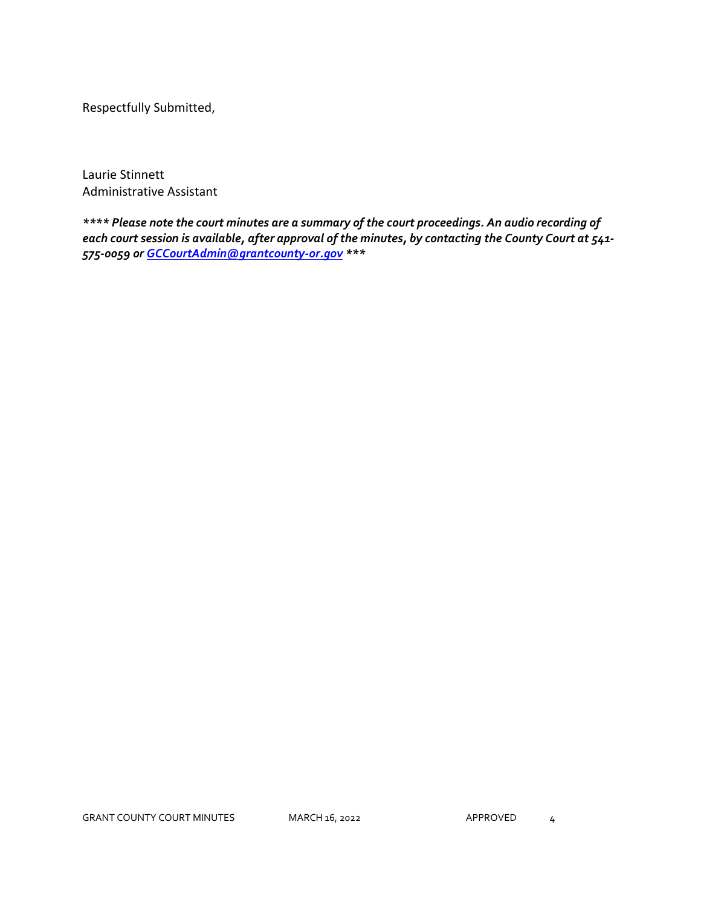Respectfully Submitted,

Laurie Stinnett
Administrative Assistant

***\*\*\*\* Please note the court minutes are a summary of the court proceedings. An audio recording of each court session is available, after approval of the minutes, by contacting the County Court at 541-575-0059 or [GCCourtAdmin@grantcounty-or.gov](mailto:GCCourtAdmin@grantcounty-or.gov) \*\*\****